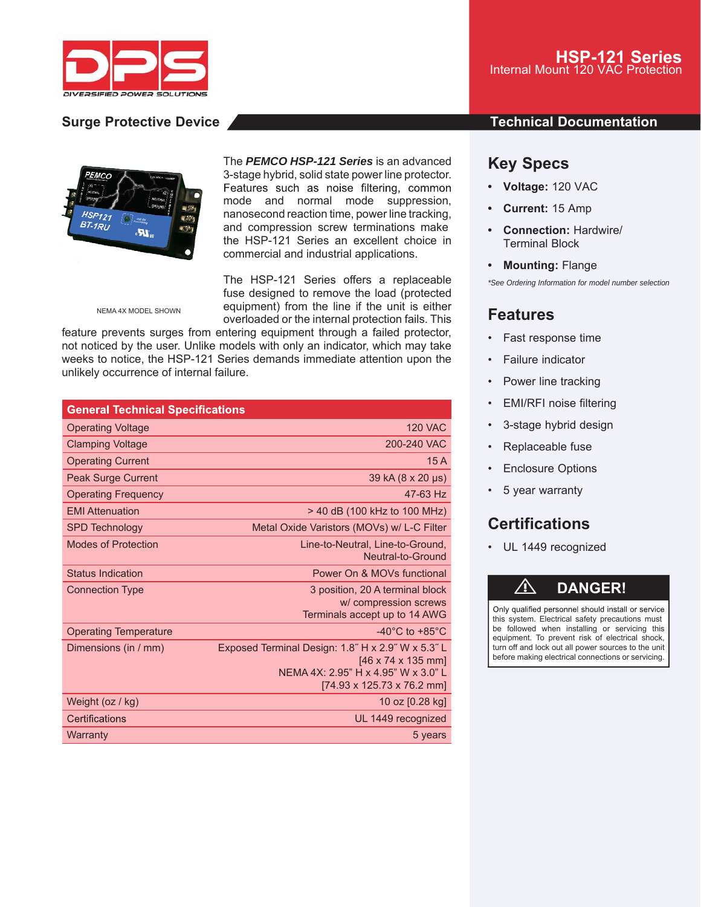# HSP-121 Series

Internal Mount 120 VAC Protection

## Surge Protective Device

## Technical Documentation

NEMA 4X MODEL SHOWN

The ***PEMCO HSP-121 Series*** is an advanced 3-stage hybrid, solid state power line protector. Features such as noise filtering, common mode and normal mode suppression, nanosecond reaction time, power line tracking, and compression screw terminations make the HSP-121 Series an excellent choice in commercial and industrial applications.

The HSP-121 Series offers a replaceable fuse designed to remove the load (protected equipment) from the line if the unit is either overloaded or the internal protection fails. This feature prevents surges from entering equipment through a failed protector, not noticed by the user. Unlike models with only an indicator, which may take weeks to notice, the HSP-121 Series demands immediate attention upon the unlikely occurrence of internal failure.

| General Technical Specifications | |
|---|---|
| Operating Voltage | 120 VAC |
| Clamping Voltage | 200-240 VAC |
| Operating Current | 15 A |
| Peak Surge Current | 39 kA (8 x 20 μs) |
| Operating Frequency | 47-63 Hz |
| EMI Attenuation | > 40 dB (100 kHz to 100 MHz) |
| SPD Technology | Metal Oxide Varistors (MOVs) w/ L-C Filter |
| Modes of Protection | Line-to-Neutral, Line-to-Ground, Neutral-to-Ground |
| Status Indication | Power On & MOVs functional |
| Connection Type | 3 position, 20 A terminal block w/ compression screws Terminals accept up to 14 AWG |
| Operating Temperature | -40°C to +85°C |
| Dimensions (in / mm) | Exposed Terminal Design: 1.8˝ H x 2.9˝ W x 5.3˝ L [46 x 74 x 135 mm] NEMA 4X: 2.95" H x 4.95" W x 3.0" L [74.93 x 125.73 x 76.2 mm] |
| Weight (oz / kg) | 10 oz [0.28 kg] |
| Certifications | UL 1449 recognized |
| Warranty | 5 years |

## Key Specs

- **Voltage:** 120 VAC
- **Current:** 15 Amp
- **Connection:** Hardwire/ Terminal Block
- **Mounting:** Flange

*\*See Ordering Information for model number selection*

## Features

- Fast response time
- Failure indicator
- Power line tracking
- EMI/RFI noise filtering
- 3-stage hybrid design
- Replaceable fuse
- Enclosure Options
- 5 year warranty

## Certifications

- UL 1449 recognized

**⚠ DANGER!**

Only qualified personnel should install or service this system. Electrical safety precautions must be followed when installing or servicing this equipment. To prevent risk of electrical shock, turn off and lock out all power sources to the unit before making electrical connections or servicing.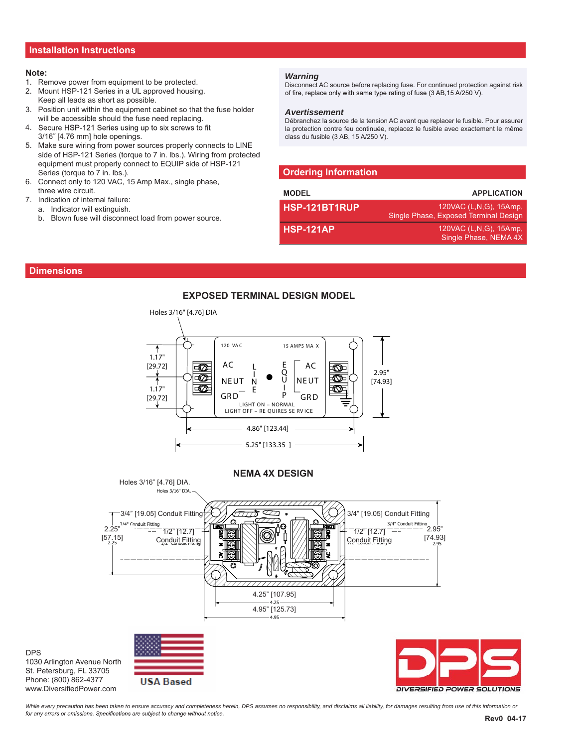## Installation Instructions

**Note:**

1. Remove power from equipment to be protected.
2. Mount HSP-121 Series in a UL approved housing. Keep all leads as short as possible.
3. Position unit within the equipment cabinet so that the fuse holder will be accessible should the fuse need replacing.
4. Secure HSP-121 Series using up to six screws to fit 3/16" [4.76 mm] hole openings.
5. Make sure wiring from power sources properly connects to LINE side of HSP-121 Series (torque to 7 in. lbs.). Wiring from protected equipment must properly connect to EQUIP side of HSP-121 Series (torque to 7 in. lbs.).
6. Connect only to 120 VAC, 15 Amp Max., single phase, three wire circuit.
7. Indication of internal failure:
   a. Indicator will extinguish.
   b. Blown fuse will disconnect load from power source.

***Warning***

Disconnect AC source before replacing fuse. For continued protection against risk of fire, replace only with same type rating of fuse (3 AB,15 A/250 V).

***Avertissement***

Débranchez la source de la tension AC avant que replacer le fusible. Pour assurer la protection contre feu continuée, replacez le fusible avec exactement le même class du fusible (3 AB, 15 A/250 V).

## Ordering Information

| MODEL | APPLICATION |
|---|---|
| **HSP-121BT1RUP** | 120VAC (L,N,G), 15Amp, Single Phase, Exposed Terminal Design |
| **HSP-121AP** | 120VAC (L,N,G), 15Amp, Single Phase, NEMA 4X |

## Dimensions

### EXPOSED TERMINAL DESIGN MODEL

Holes 3/16" [4.76] DIA

1.17" [29.72]

1.17" [29.72]

2.95" [74.93]

120 VAC

15 AMPS MAX

AC

NEUT

GRD

LINE

EQUIP

AC

NEUT

GRD

LIGHT ON – NORMAL

LIGHT OFF – REQUIRES SERVICE

4.86" [123.44]

5.25" [133.35]

### NEMA 4X DESIGN

Holes 3/16" [4.76] DIA.

3/4" [19.05] Conduit Fitting

3/4" [19.05] Conduit Fitting

2.25" [57.15]

1/2" [12.7] Conduit Fitting

1/2" [12.7] Conduit Fitting

2.95" [74.93]

4.25" [107.95]

4.95" [125.73]

DPS
1030 Arlington Avenue North
St. Petersburg, FL 33705
Phone: (800) 862-4377
www.DiversifiedPower.com

USA Based

DIVERSIFIED POWER SOLUTIONS

*While every precaution has been taken to ensure accuracy and completeness herein, DPS assumes no responsibility, and disclaims all liability, for damages resulting from use of this information or for any errors or omissions. Specifications are subject to change without notice.*

**Rev0 04-17**